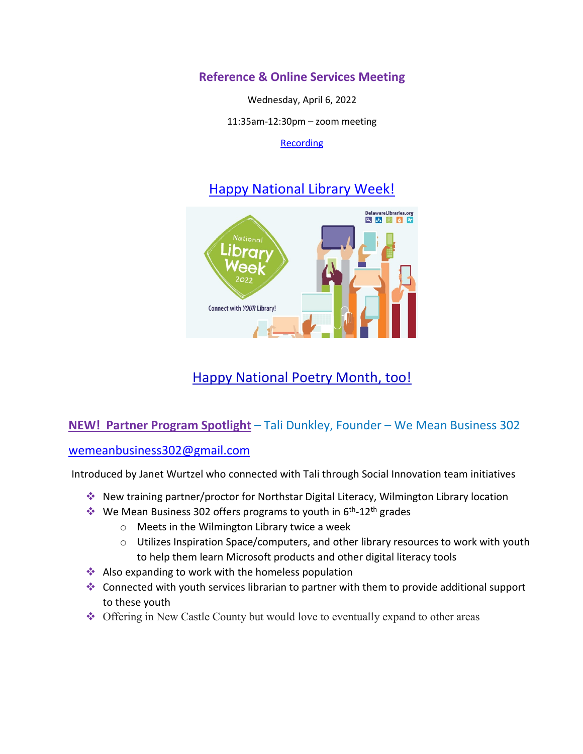# Reference & Online Services Meeting

Wednesday, April 6, 2022

11:35am-12:30pm – zoom meeting

Recording

## Happy National Library Week!

## Happy National Poetry Month, too!

### NEW! Partner Program Spotlight – Tali Dunkley, Founder – We Mean Business 302

wemeanbusiness302@gmail.com

Introduced by Janet Wurtzel who connected with Tali through Social Innovation team initiatives

- New training partner/proctor for Northstar Digital Literacy, Wilmington Library location
- We Mean Business 302 offers programs to youth in 6th-12th grades
    - Meets in the Wilmington Library twice a week
    - Utilizes Inspiration Space/computers, and other library resources to work with youth to help them learn Microsoft products and other digital literacy tools
- Also expanding to work with the homeless population
- Connected with youth services librarian to partner with them to provide additional support to these youth
- Offering in New Castle County but would love to eventually expand to other areas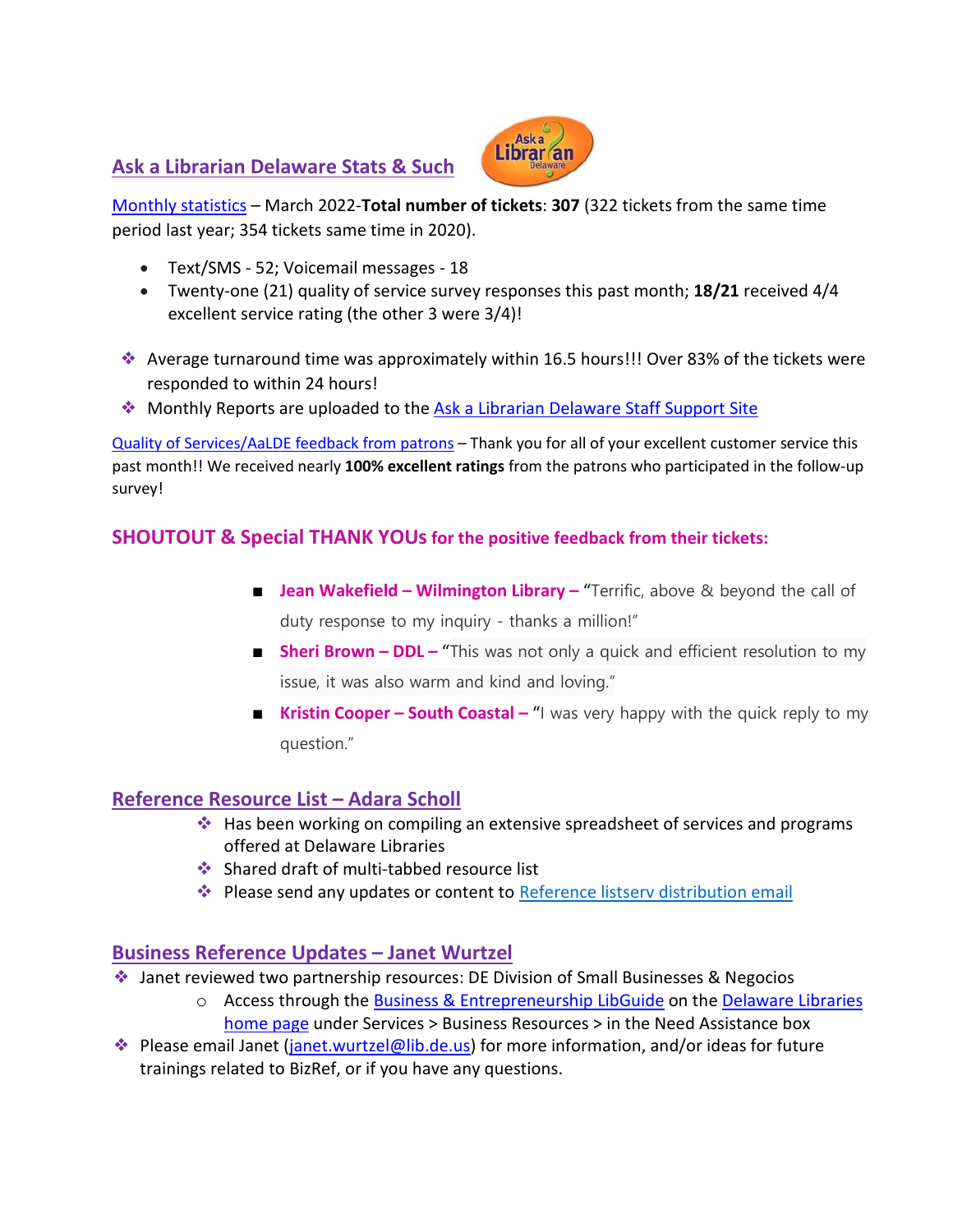## Ask a Librarian Delaware Stats & Such

Monthly statistics – March 2022-**Total number of tickets**: **307** (322 tickets from the same time period last year; 354 tickets same time in 2020).

- Text/SMS - 52; Voicemail messages - 18
- Twenty-one (21) quality of service survey responses this past month; **18/21** received 4/4 excellent service rating (the other 3 were 3/4)!

- Average turnaround time was approximately within 16.5 hours!!! Over 83% of the tickets were responded to within 24 hours!
- Monthly Reports are uploaded to the Ask a Librarian Delaware Staff Support Site

Quality of Services/AaLDE feedback from patrons – Thank you for all of your excellent customer service this past month!! We received nearly **100% excellent ratings** from the patrons who participated in the follow-up survey!

### SHOUTOUT & Special THANK YOUs for the positive feedback from their tickets:

- **Jean Wakefield – Wilmington Library –** "Terrific, above & beyond the call of duty response to my inquiry - thanks a million!"
- **Sheri Brown – DDL –** "This was not only a quick and efficient resolution to my issue, it was also warm and kind and loving."
- **Kristin Cooper – South Coastal –** "I was very happy with the quick reply to my question."

## Reference Resource List – Adara Scholl

- Has been working on compiling an extensive spreadsheet of services and programs offered at Delaware Libraries
- Shared draft of multi-tabbed resource list
- Please send any updates or content to Reference listserv distribution email

## Business Reference Updates – Janet Wurtzel

- Janet reviewed two partnership resources: DE Division of Small Businesses & Negocios
    - Access through the Business & Entrepreneurship LibGuide on the Delaware Libraries home page under Services > Business Resources > in the Need Assistance box
- Please email Janet (janet.wurtzel@lib.de.us) for more information, and/or ideas for future trainings related to BizRef, or if you have any questions.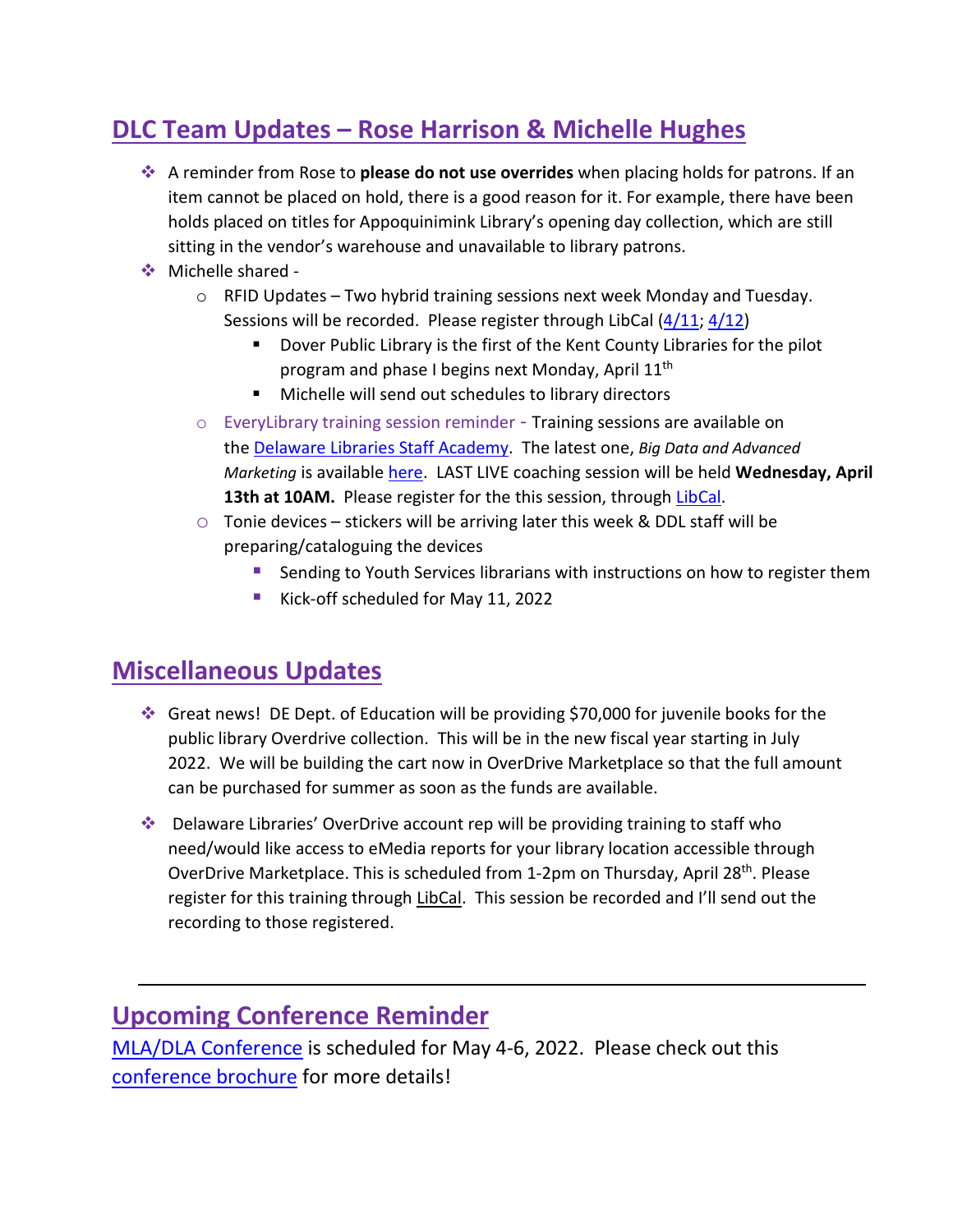## DLC Team Updates – Rose Harrison & Michelle Hughes

- A reminder from Rose to **please do not use overrides** when placing holds for patrons. If an item cannot be placed on hold, there is a good reason for it. For example, there have been holds placed on titles for Appoquinimink Library's opening day collection, which are still sitting in the vendor's warehouse and unavailable to library patrons.
- Michelle shared -
  - RFID Updates – Two hybrid training sessions next week Monday and Tuesday. Sessions will be recorded. Please register through LibCal (4/11; 4/12)
    - Dover Public Library is the first of the Kent County Libraries for the pilot program and phase I begins next Monday, April 11th
    - Michelle will send out schedules to library directors
  - EveryLibrary training session reminder - Training sessions are available on the Delaware Libraries Staff Academy. The latest one, *Big Data and Advanced Marketing* is available here. LAST LIVE coaching session will be held **Wednesday, April 13th at 10AM.** Please register for the this session, through LibCal.
  - Tonie devices – stickers will be arriving later this week & DDL staff will be preparing/cataloguing the devices
    - Sending to Youth Services librarians with instructions on how to register them
    - Kick-off scheduled for May 11, 2022

## Miscellaneous Updates

- Great news! DE Dept. of Education will be providing $70,000 for juvenile books for the public library Overdrive collection. This will be in the new fiscal year starting in July 2022. We will be building the cart now in OverDrive Marketplace so that the full amount can be purchased for summer as soon as the funds are available.

- Delaware Libraries' OverDrive account rep will be providing training to staff who need/would like access to eMedia reports for your library location accessible through OverDrive Marketplace. This is scheduled from 1-2pm on Thursday, April 28th. Please register for this training through LibCal. This session be recorded and I'll send out the recording to those registered.

---

## Upcoming Conference Reminder

MLA/DLA Conference is scheduled for May 4-6, 2022. Please check out this conference brochure for more details!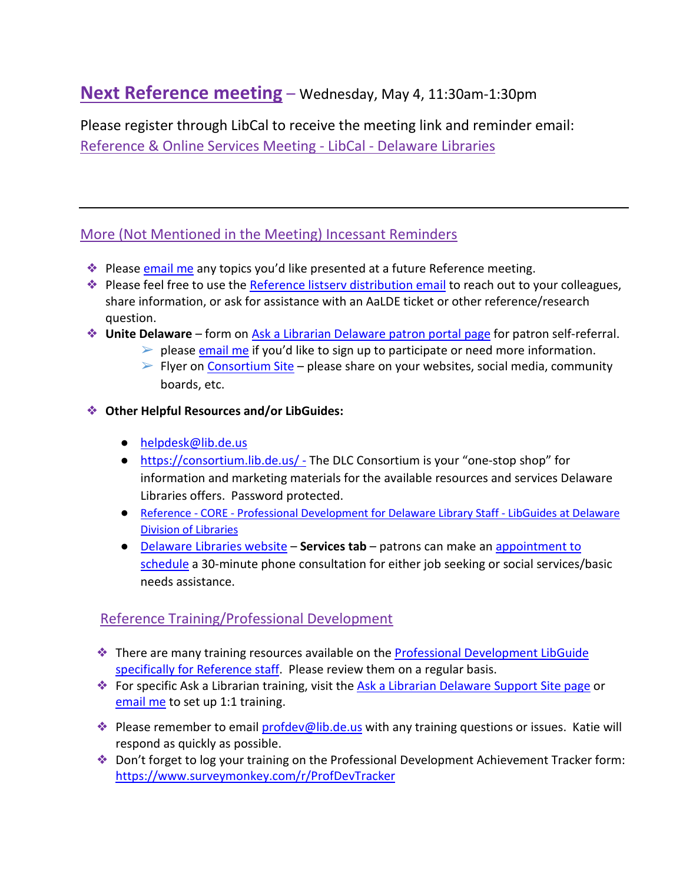## Next Reference meeting – Wednesday, May 4, 11:30am-1:30pm

Please register through LibCal to receive the meeting link and reminder email:
Reference & Online Services Meeting - LibCal - Delaware Libraries

---

### More (Not Mentioned in the Meeting) Incessant Reminders

- Please email me any topics you'd like presented at a future Reference meeting.
- Please feel free to use the Reference listserv distribution email to reach out to your colleagues, share information, or ask for assistance with an AaLDE ticket or other reference/research question.
- **Unite Delaware** – form on Ask a Librarian Delaware patron portal page for patron self-referral.
  - please email me if you'd like to sign up to participate or need more information.
  - Flyer on Consortium Site – please share on your websites, social media, community boards, etc.
- **Other Helpful Resources and/or LibGuides:**
  - helpdesk@lib.de.us
  - https://consortium.lib.de.us/ - The DLC Consortium is your "one-stop shop" for information and marketing materials for the available resources and services Delaware Libraries offers. Password protected.
  - Reference - CORE - Professional Development for Delaware Library Staff - LibGuides at Delaware Division of Libraries
  - Delaware Libraries website – **Services tab** – patrons can make an appointment to schedule a 30-minute phone consultation for either job seeking or social services/basic needs assistance.

### Reference Training/Professional Development

- There are many training resources available on the Professional Development LibGuide specifically for Reference staff. Please review them on a regular basis.
- For specific Ask a Librarian training, visit the Ask a Librarian Delaware Support Site page or email me to set up 1:1 training.
- Please remember to email profdev@lib.de.us with any training questions or issues. Katie will respond as quickly as possible.
- Don't forget to log your training on the Professional Development Achievement Tracker form: https://www.surveymonkey.com/r/ProfDevTracker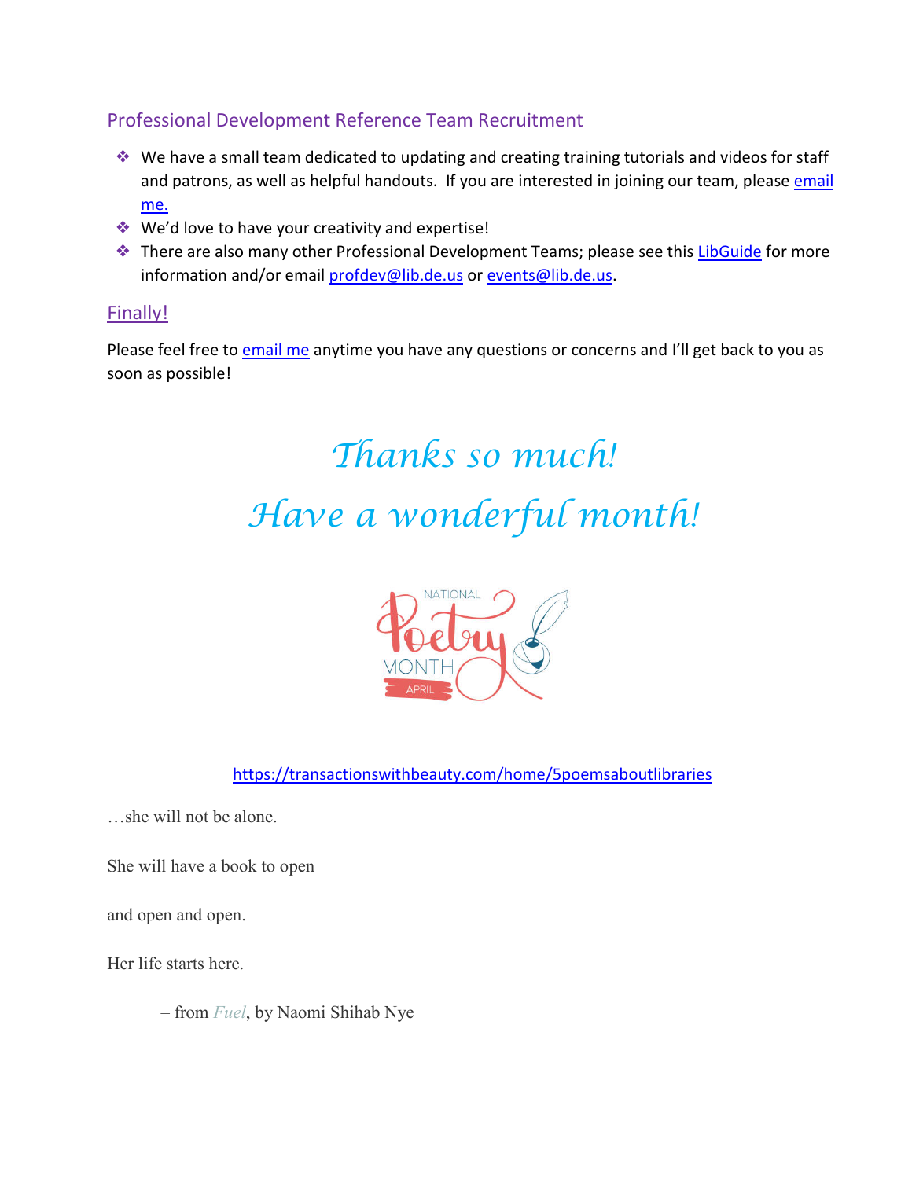## Professional Development Reference Team Recruitment

- We have a small team dedicated to updating and creating training tutorials and videos for staff and patrons, as well as helpful handouts. If you are interested in joining our team, please email me.
- We'd love to have your creativity and expertise!
- There are also many other Professional Development Teams; please see this LibGuide for more information and/or email profdev@lib.de.us or events@lib.de.us.

## Finally!

Please feel free to email me anytime you have any questions or concerns and I'll get back to you as soon as possible!

*Thanks so much!*

*Have a wonderful month!*

NATIONAL Poetry MONTH APRIL

https://transactionswithbeauty.com/home/5poemsaboutlibraries

…she will not be alone.

She will have a book to open

and open and open.

Her life starts here.

– from *Fuel*, by Naomi Shihab Nye